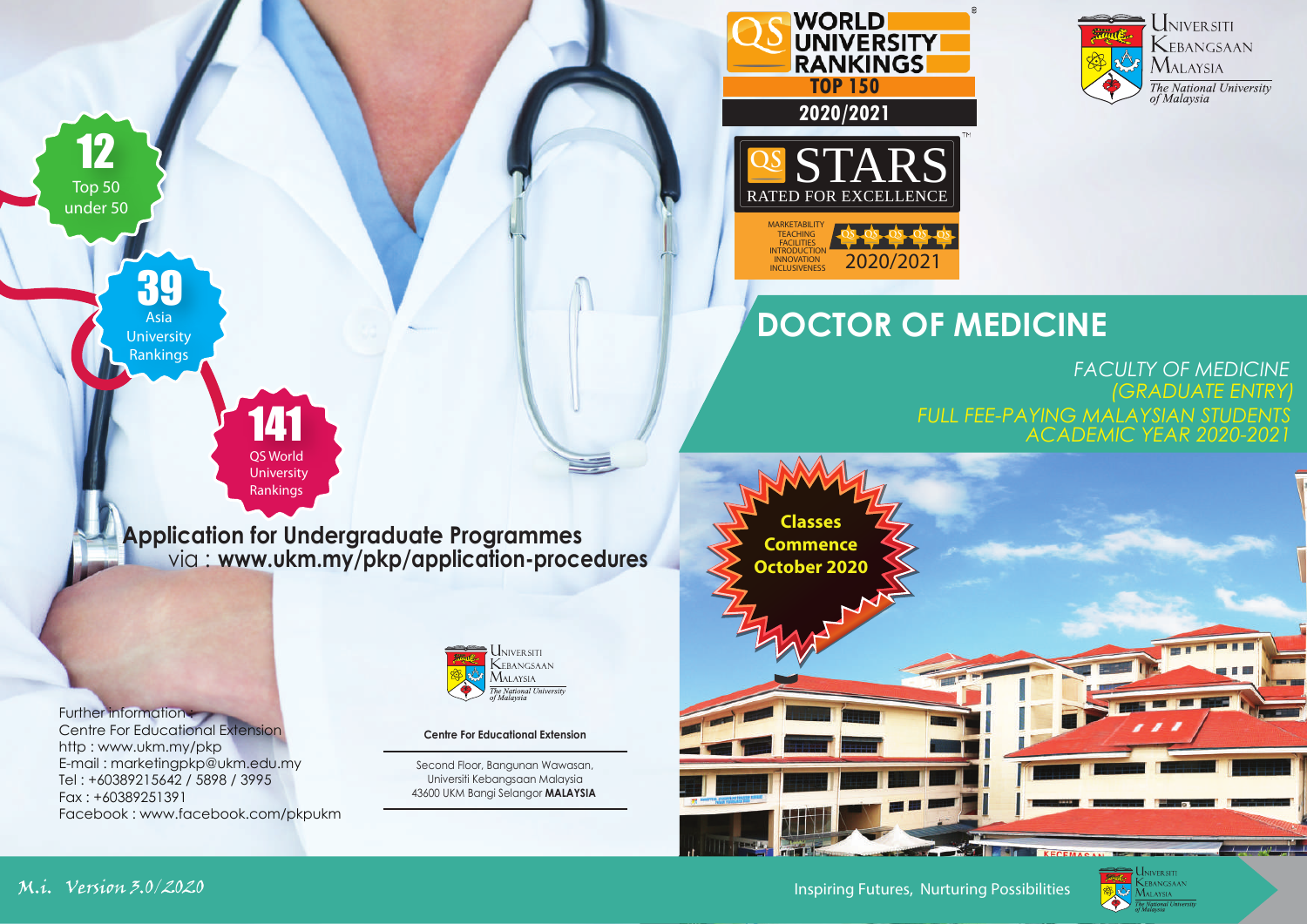QS WORLD UNIVERSITY RANKINGS
TOP 150
2020/2021

QS STARS
RATED FOR EXCELLENCE

MARKETABILITY
TEACHING
FACILITIES
INTRODUCTION
INNOVATION
INCLUSIVENESS

2020/2021

Universiti Kebangsaan Malaysia
*The National University of Malaysia*

**12**
Top 50 under 50

**39**
Asia University Rankings

**141**
QS World University Rankings

# DOCTOR OF MEDICINE

*FACULTY OF MEDICINE*
*(GRADUATE ENTRY)*
*FULL FEE-PAYING MALAYSIAN STUDENTS*
*ACADEMIC YEAR 2020-2021*

**Classes Commence October 2020**

## Application for Undergraduate Programmes
via : **www.ukm.my/pkp/application-procedures**

Further information :
Centre For Educational Extension
http : www.ukm.my/pkp
E-mail : marketingpkp@ukm.edu.my
Tel : +60389215642 / 5898 / 3995
Fax : +60389251391
Facebook : www.facebook.com/pkpukm

Universiti Kebangsaan Malaysia
*The National University of Malaysia*

**Centre For Educational Extension**

Second Floor, Bangunan Wawasan,
Universiti Kebangsaan Malaysia
43600 UKM Bangi Selangor **MALAYSIA**

*M.i. Version 3.0/2020*

Inspiring Futures, Nurturing Possibilities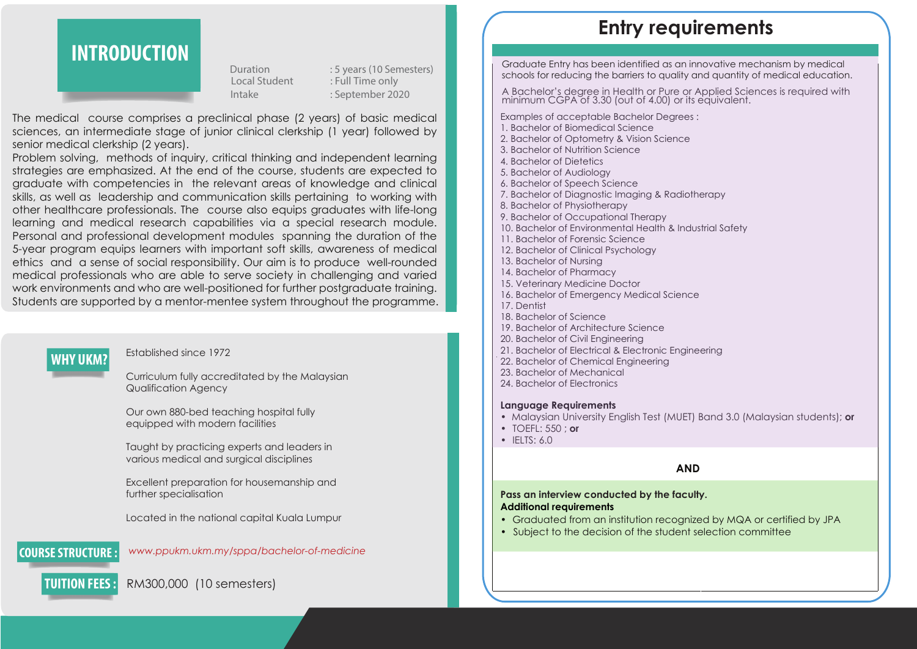# INTRODUCTION

Duration : 5 years (10 Semesters)
Local Student : Full Time only
Intake : September 2020

The medical course comprises a preclinical phase (2 years) of basic medical sciences, an intermediate stage of junior clinical clerkship (1 year) followed by senior medical clerkship (2 years).

Problem solving, methods of inquiry, critical thinking and independent learning strategies are emphasized. At the end of the course, students are expected to graduate with competencies in the relevant areas of knowledge and clinical skills, as well as leadership and communication skills pertaining to working with other healthcare professionals. The course also equips graduates with life-long learning and medical research capabilities via a special research module. Personal and professional development modules spanning the duration of the 5-year program equips learners with important soft skills, awareness of medical ethics and a sense of social responsibility. Our aim is to produce well-rounded medical professionals who are able to serve society in challenging and varied work environments and who are well-positioned for further postgraduate training. Students are supported by a mentor-mentee system throughout the programme.

## WHY UKM?

Established since 1972

Curriculum fully accredited by the Malaysian Qualification Agency

Our own 880-bed teaching hospital fully equipped with modern facilities

Taught by practicing experts and leaders in various medical and surgical disciplines

Excellent preparation for housemanship and further specialisation

Located in the national capital Kuala Lumpur

**COURSE STRUCTURE :** *www.ppukm.ukm.my/sppa/bachelor-of-medicine*

**TUITION FEES :** RM300,000 (10 semesters)

# Entry requirements

Graduate Entry has been identified as an innovative mechanism by medical schools for reducing the barriers to quality and quantity of medical education.

A Bachelor's degree in Health or Pure or Applied Sciences is required with minimum CGPA of 3.30 (out of 4.00) or its equivalent.

Examples of acceptable Bachelor Degrees :

1. Bachelor of Biomedical Science
2. Bachelor of Optometry & Vision Science
3. Bachelor of Nutrition Science
4. Bachelor of Dietetics
5. Bachelor of Audiology
6. Bachelor of Speech Science
7. Bachelor of Diagnostic Imaging & Radiotherapy
8. Bachelor of Physiotherapy
9. Bachelor of Occupational Therapy
10. Bachelor of Environmental Health & Industrial Safety
11. Bachelor of Forensic Science
12. Bachelor of Clinical Psychology
13. Bachelor of Nursing
14. Bachelor of Pharmacy
15. Veterinary Medicine Doctor
16. Bachelor of Emergency Medical Science
17. Dentist
18. Bachelor of Science
19. Bachelor of Architecture Science
20. Bachelor of Civil Engineering
21. Bachelor of Electrical & Electronic Engineering
22. Bachelor of Chemical Engineering
23. Bachelor of Mechanical
24. Bachelor of Electronics

**Language Requirements**

- Malaysian University English Test (MUET) Band 3.0 (Malaysian students); **or**
- TOEFL: 550 ; **or**
- IELTS: 6.0

**AND**

**Pass an interview conducted by the faculty.**
**Additional requirements**

- Graduated from an institution recognized by MQA or certified by JPA
- Subject to the decision of the student selection committee